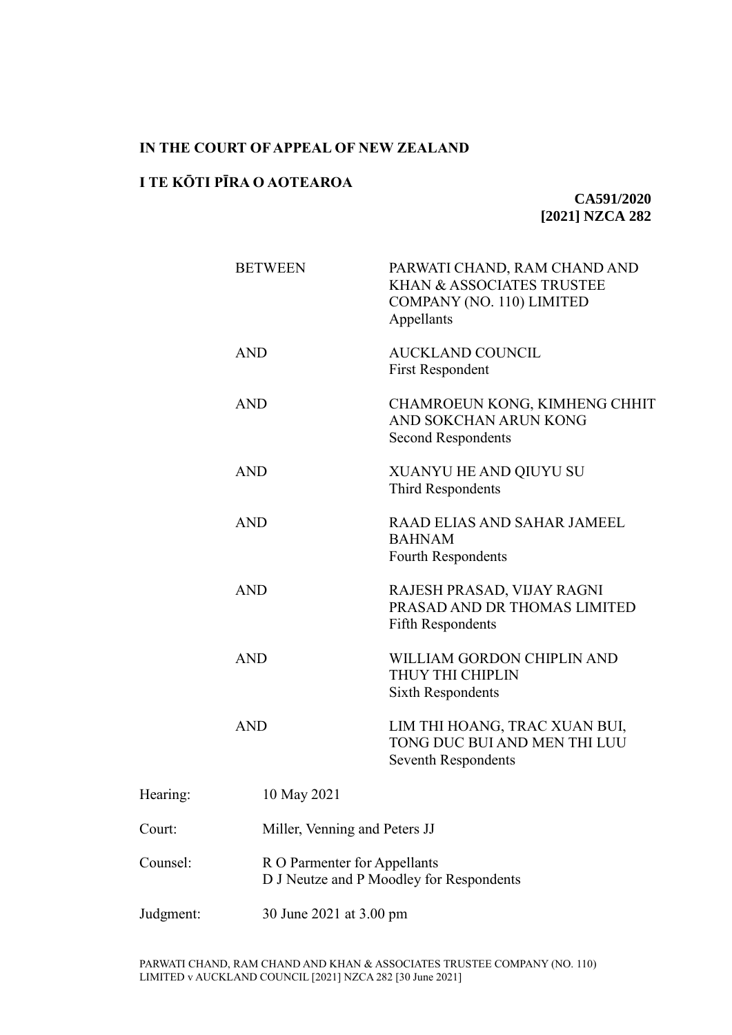**IN THE COURT OF APPEAL OF NEW ZEALAND**

**I TE KŌTI PĪRA O AOTEAROA**

**CA591/2020**
**[2021] NZCA 282**

| | |
|---|---|
| BETWEEN | PARWATI CHAND, RAM CHAND AND KHAN & ASSOCIATES TRUSTEE COMPANY (NO. 110) LIMITED<br>Appellants |
| AND | AUCKLAND COUNCIL<br>First Respondent |
| AND | CHAMROEUN KONG, KIMHENG CHHIT AND SOKCHAN ARUN KONG<br>Second Respondents |
| AND | XUANYU HE AND QIUYU SU<br>Third Respondents |
| AND | RAAD ELIAS AND SAHAR JAMEEL BAHNAM<br>Fourth Respondents |
| AND | RAJESH PRASAD, VIJAY RAGNI PRASAD AND DR THOMAS LIMITED<br>Fifth Respondents |
| AND | WILLIAM GORDON CHIPLIN AND THUY THI CHIPLIN<br>Sixth Respondents |
| AND | LIM THI HOANG, TRAC XUAN BUI, TONG DUC BUI AND MEN THI LUU<br>Seventh Respondents |

| | |
|---|---|
| Hearing: | 10 May 2021 |
| Court: | Miller, Venning and Peters JJ |
| Counsel: | R O Parmenter for Appellants<br>D J Neutze and P Moodley for Respondents |
| Judgment: | 30 June 2021 at 3.00 pm |

PARWATI CHAND, RAM CHAND AND KHAN & ASSOCIATES TRUSTEE COMPANY (NO. 110) LIMITED v AUCKLAND COUNCIL [2021] NZCA 282 [30 June 2021]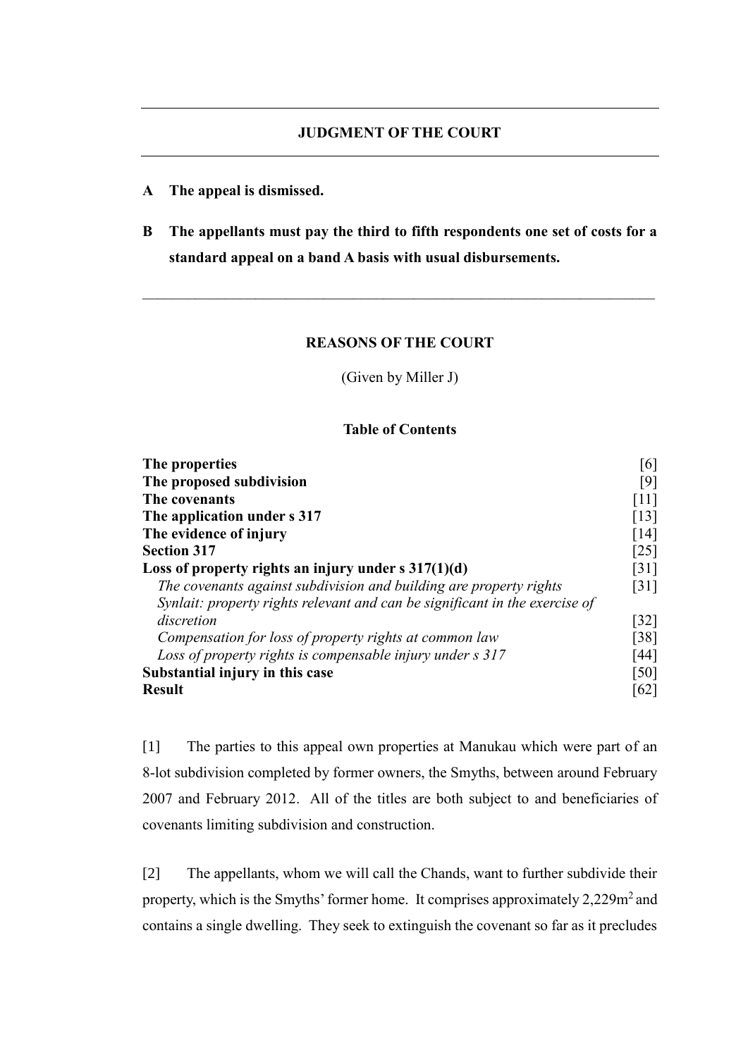## JUDGMENT OF THE COURT

**A The appeal is dismissed.**

**B The appellants must pay the third to fifth respondents one set of costs for a standard appeal on a band A basis with usual disbursements.**

---

## REASONS OF THE COURT

(Given by Miller J)

### Table of Contents

| | |
|---|---|
| **The properties** | [6] |
| **The proposed subdivision** | [9] |
| **The covenants** | [11] |
| **The application under s 317** | [13] |
| **The evidence of injury** | [14] |
| **Section 317** | [25] |
| **Loss of property rights an injury under s 317(1)(d)** | [31] |
| *The covenants against subdivision and building are property rights* | [31] |
| *Synlait: property rights relevant and can be significant in the exercise of discretion* | [32] |
| *Compensation for loss of property rights at common law* | [38] |
| *Loss of property rights is compensable injury under s 317* | [44] |
| **Substantial injury in this case** | [50] |
| **Result** | [62] |

[1] The parties to this appeal own properties at Manukau which were part of an 8-lot subdivision completed by former owners, the Smyths, between around February 2007 and February 2012. All of the titles are both subject to and beneficiaries of covenants limiting subdivision and construction.

[2] The appellants, whom we will call the Chands, want to further subdivide their property, which is the Smyths' former home. It comprises approximately 2,229m$^2$ and contains a single dwelling. They seek to extinguish the covenant so far as it precludes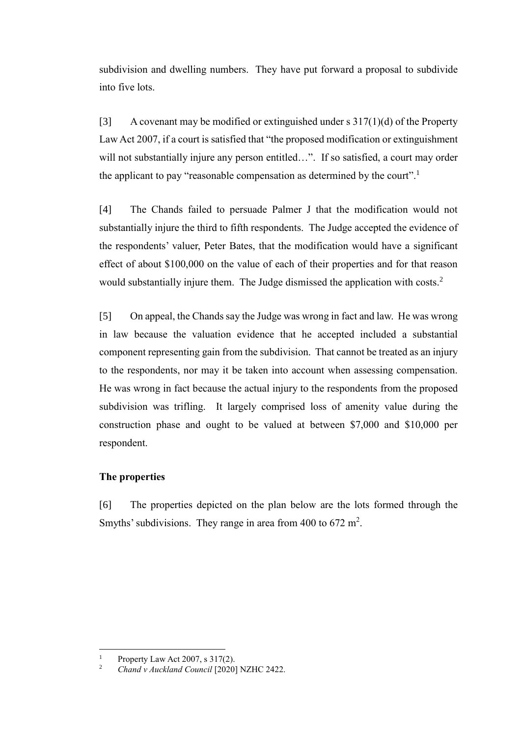subdivision and dwelling numbers. They have put forward a proposal to subdivide into five lots.

[3] A covenant may be modified or extinguished under s 317(1)(d) of the Property Law Act 2007, if a court is satisfied that "the proposed modification or extinguishment will not substantially injure any person entitled…". If so satisfied, a court may order the applicant to pay "reasonable compensation as determined by the court".[1]

[4] The Chands failed to persuade Palmer J that the modification would not substantially injure the third to fifth respondents. The Judge accepted the evidence of the respondents' valuer, Peter Bates, that the modification would have a significant effect of about $100,000 on the value of each of their properties and for that reason would substantially injure them. The Judge dismissed the application with costs.[2]

[5] On appeal, the Chands say the Judge was wrong in fact and law. He was wrong in law because the valuation evidence that he accepted included a substantial component representing gain from the subdivision. That cannot be treated as an injury to the respondents, nor may it be taken into account when assessing compensation. He was wrong in fact because the actual injury to the respondents from the proposed subdivision was trifling. It largely comprised loss of amenity value during the construction phase and ought to be valued at between $7,000 and $10,000 per respondent.

**The properties**

[6] The properties depicted on the plan below are the lots formed through the Smyths' subdivisions. They range in area from 400 to 672 m$^2$.

---

[1] Property Law Act 2007, s 317(2).

[2] *Chand v Auckland Council* [2020] NZHC 2422.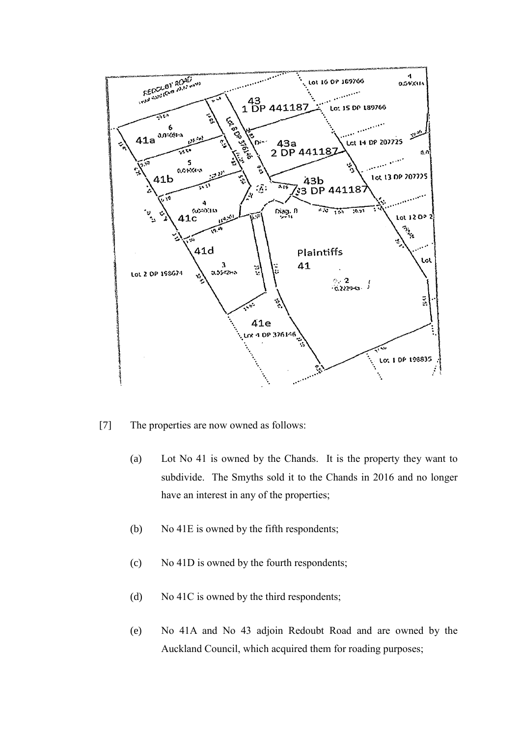REDOUBT ROAD

Lot 16 DP 189766

43
1 DP 441187

Lot 15 DP 189766

6
41a

Lot 8 DP 376146

43a
2 DP 441187

Lot 14 DP 207725

5
41b

43b
3 DP 441187

Lot 13 DP 207725

4
41c

Diag. B

Lot 12 DP 2

41d
3

Plaintiffs
41

2

Lot 2 DP 198674

41e
Lot 4 DP 376146

Lot 1 DP 198835

[7] The properties are now owned as follows:

(a) Lot No 41 is owned by the Chands. It is the property they want to subdivide. The Smyths sold it to the Chands in 2016 and no longer have an interest in any of the properties;

(b) No 41E is owned by the fifth respondents;

(c) No 41D is owned by the fourth respondents;

(d) No 41C is owned by the third respondents;

(e) No 41A and No 43 adjoin Redoubt Road and are owned by the Auckland Council, which acquired them for roading purposes;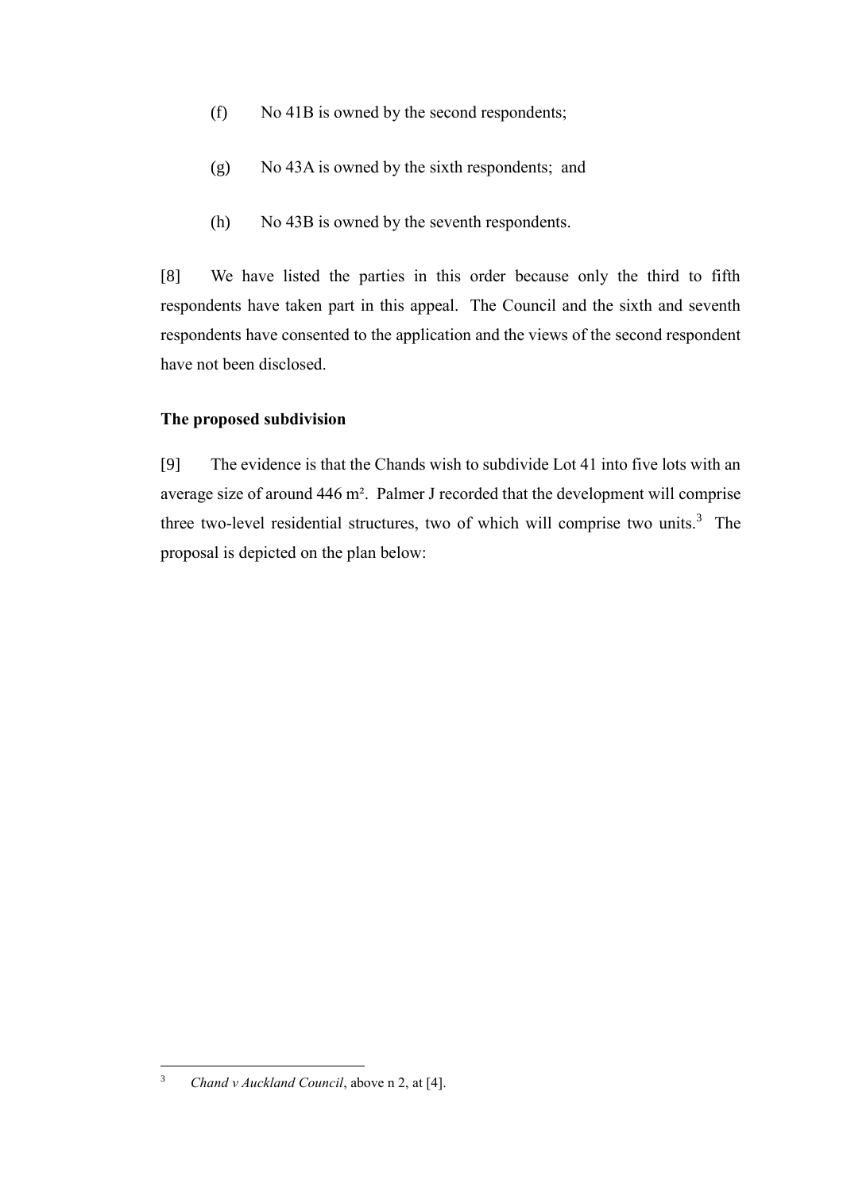(f) No 41B is owned by the second respondents;

(g) No 43A is owned by the sixth respondents; and

(h) No 43B is owned by the seventh respondents.

[8] We have listed the parties in this order because only the third to fifth respondents have taken part in this appeal. The Council and the sixth and seventh respondents have consented to the application and the views of the second respondent have not been disclosed.

**The proposed subdivision**

[9] The evidence is that the Chands wish to subdivide Lot 41 into five lots with an average size of around 446 m². Palmer J recorded that the development will comprise three two-level residential structures, two of which will comprise two units.[3] The proposal is depicted on the plan below:

---

[3] *Chand v Auckland Council*, above n 2, at [4].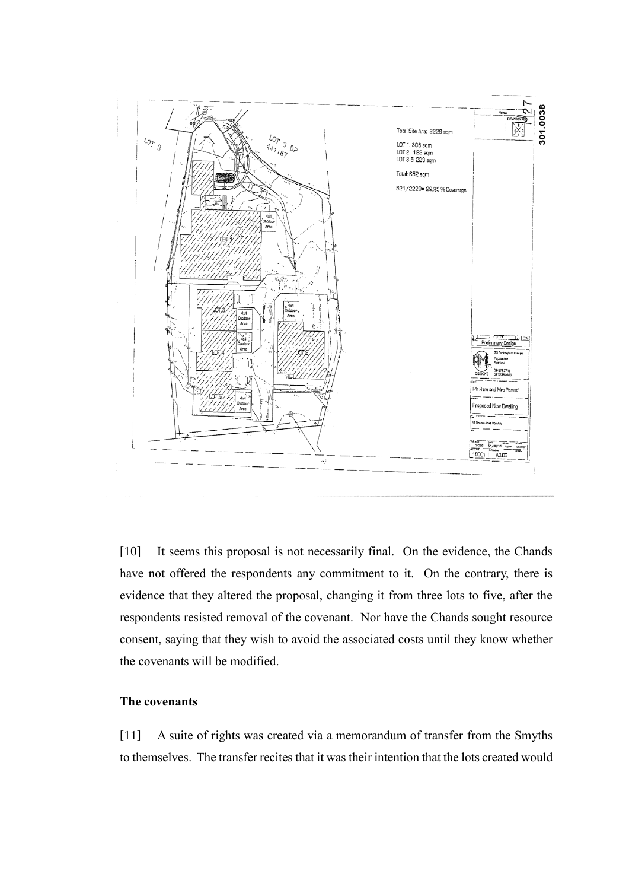Total Site Area: 2229 sqm

LOT 1: 306 sqm
LOT 2 : 123 sqm
LOT 3-5: 223 sqm

Total: 652 sqm

621/2229= 29.25 % Coverage

LOT 3

LOT 3 DP 441187

LOT 1

LOT 2

LOT 3

LOT 4

LOT 5

4x4 Outdoor Area

Preliminary Design

Mr Ram and Mrs Parvati

Proposed New Dwelling

301.0038

[10] It seems this proposal is not necessarily final. On the evidence, the Chands have not offered the respondents any commitment to it. On the contrary, there is evidence that they altered the proposal, changing it from three lots to five, after the respondents resisted removal of the covenant. Nor have the Chands sought resource consent, saying that they wish to avoid the associated costs until they know whether the covenants will be modified.

### The covenants

[11] A suite of rights was created via a memorandum of transfer from the Smyths to themselves. The transfer recites that it was their intention that the lots created would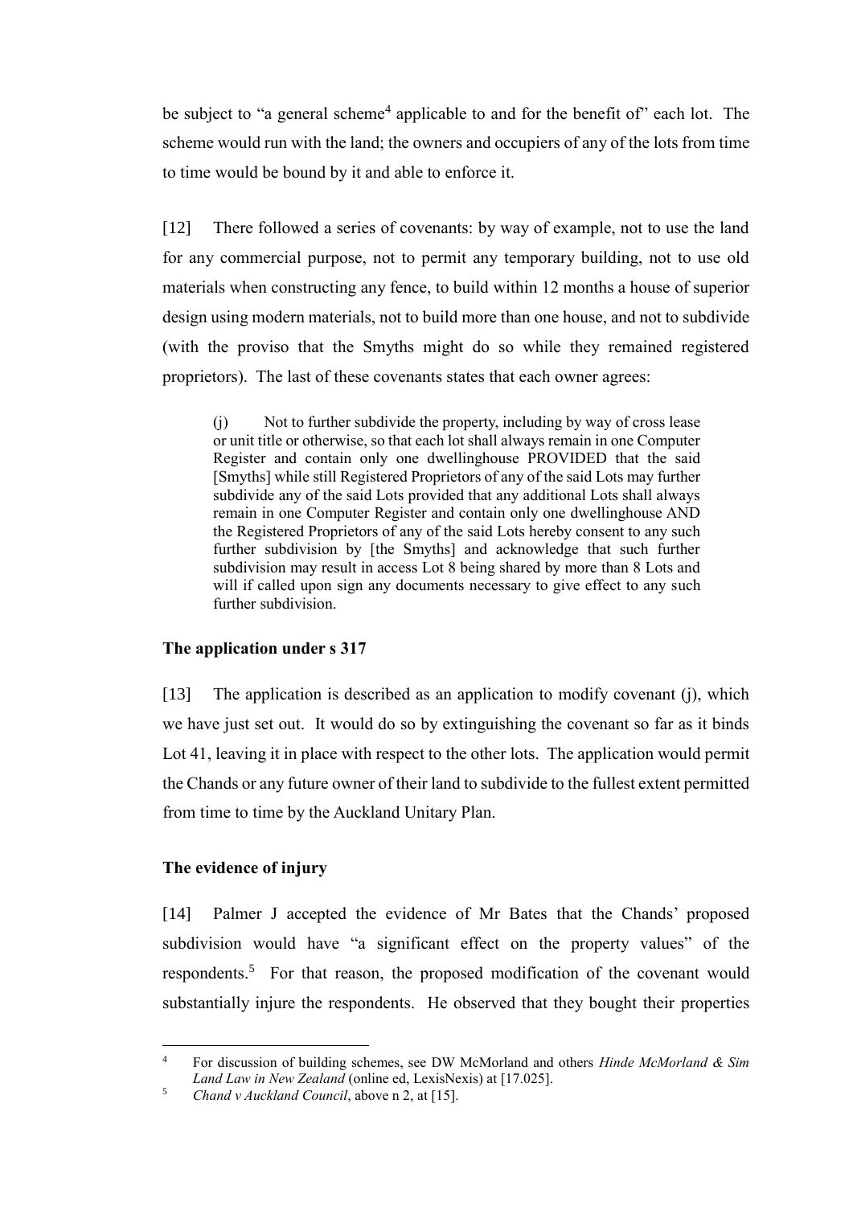be subject to "a general scheme[4] applicable to and for the benefit of" each lot. The scheme would run with the land; the owners and occupiers of any of the lots from time to time would be bound by it and able to enforce it.

[12] There followed a series of covenants: by way of example, not to use the land for any commercial purpose, not to permit any temporary building, not to use old materials when constructing any fence, to build within 12 months a house of superior design using modern materials, not to build more than one house, and not to subdivide (with the proviso that the Smyths might do so while they remained registered proprietors). The last of these covenants states that each owner agrees:

> (j) Not to further subdivide the property, including by way of cross lease or unit title or otherwise, so that each lot shall always remain in one Computer Register and contain only one dwellinghouse PROVIDED that the said [Smyths] while still Registered Proprietors of any of the said Lots may further subdivide any of the said Lots provided that any additional Lots shall always remain in one Computer Register and contain only one dwellinghouse AND the Registered Proprietors of any of the said Lots hereby consent to any such further subdivision by [the Smyths] and acknowledge that such further subdivision may result in access Lot 8 being shared by more than 8 Lots and will if called upon sign any documents necessary to give effect to any such further subdivision.

## The application under s 317

[13] The application is described as an application to modify covenant (j), which we have just set out. It would do so by extinguishing the covenant so far as it binds Lot 41, leaving it in place with respect to the other lots. The application would permit the Chands or any future owner of their land to subdivide to the fullest extent permitted from time to time by the Auckland Unitary Plan.

## The evidence of injury

[14] Palmer J accepted the evidence of Mr Bates that the Chands' proposed subdivision would have "a significant effect on the property values" of the respondents.[5] For that reason, the proposed modification of the covenant would substantially injure the respondents. He observed that they bought their properties

---

[4] For discussion of building schemes, see DW McMorland and others *Hinde McMorland & Sim Land Law in New Zealand* (online ed, LexisNexis) at [17.025].

[5] *Chand v Auckland Council*, above n 2, at [15].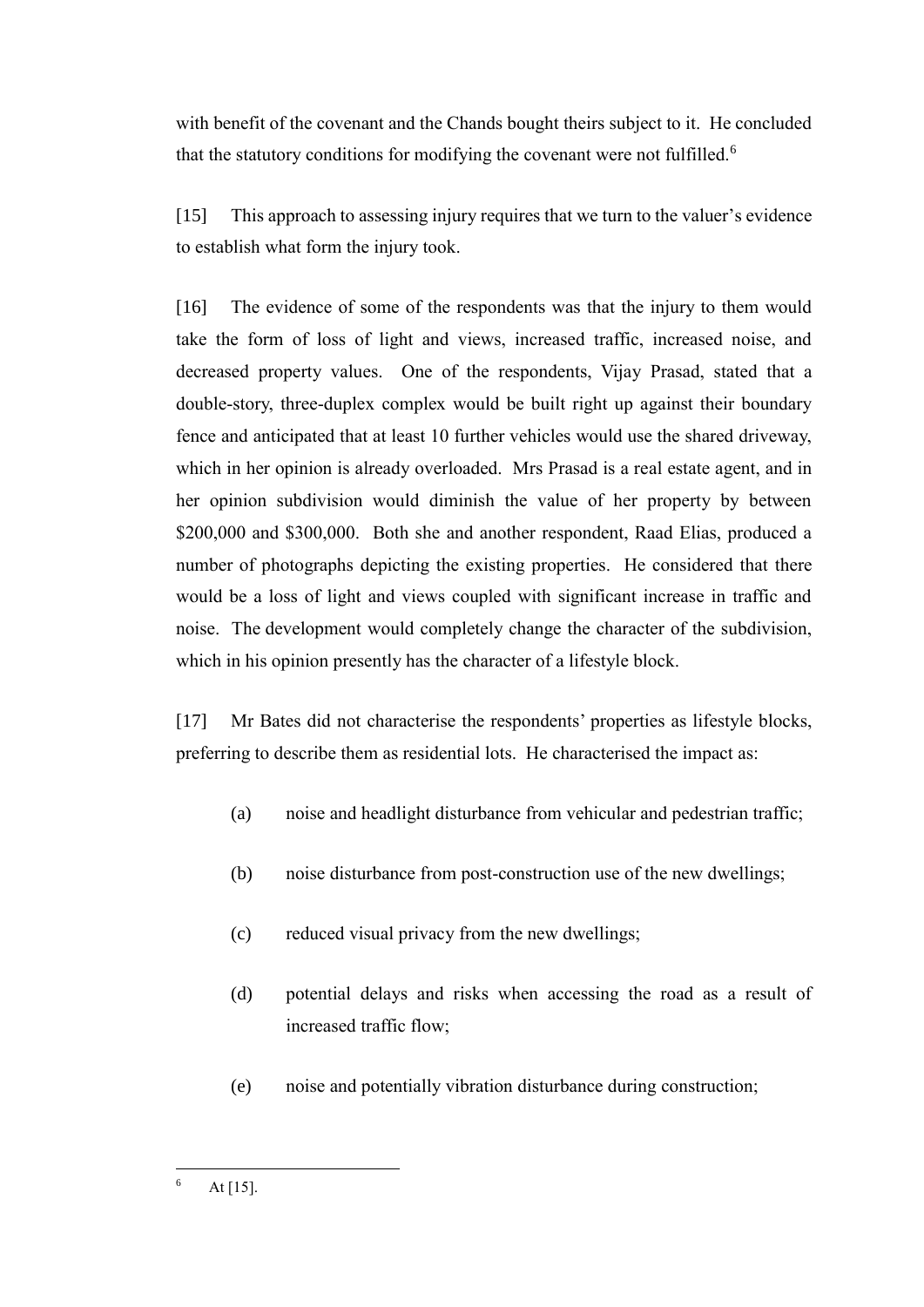with benefit of the covenant and the Chands bought theirs subject to it. He concluded that the statutory conditions for modifying the covenant were not fulfilled.[6]

[15] This approach to assessing injury requires that we turn to the valuer's evidence to establish what form the injury took.

[16] The evidence of some of the respondents was that the injury to them would take the form of loss of light and views, increased traffic, increased noise, and decreased property values. One of the respondents, Vijay Prasad, stated that a double-story, three-duplex complex would be built right up against their boundary fence and anticipated that at least 10 further vehicles would use the shared driveway, which in her opinion is already overloaded. Mrs Prasad is a real estate agent, and in her opinion subdivision would diminish the value of her property by between $200,000 and $300,000. Both she and another respondent, Raad Elias, produced a number of photographs depicting the existing properties. He considered that there would be a loss of light and views coupled with significant increase in traffic and noise. The development would completely change the character of the subdivision, which in his opinion presently has the character of a lifestyle block.

[17] Mr Bates did not characterise the respondents' properties as lifestyle blocks, preferring to describe them as residential lots. He characterised the impact as:

(a) noise and headlight disturbance from vehicular and pedestrian traffic;

(b) noise disturbance from post-construction use of the new dwellings;

(c) reduced visual privacy from the new dwellings;

(d) potential delays and risks when accessing the road as a result of increased traffic flow;

(e) noise and potentially vibration disturbance during construction;

---

[6] At [15].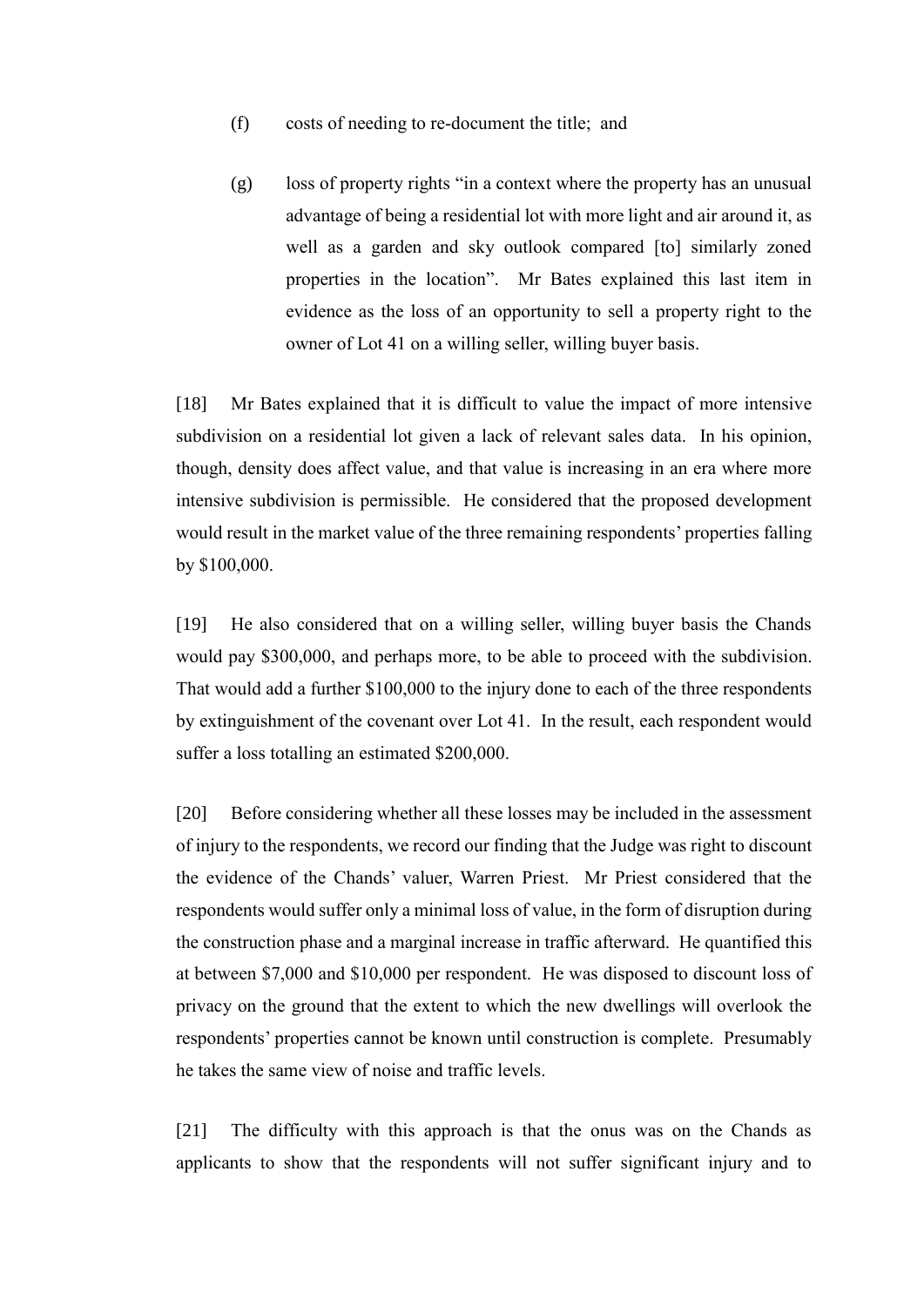(f) costs of needing to re-document the title; and

(g) loss of property rights "in a context where the property has an unusual advantage of being a residential lot with more light and air around it, as well as a garden and sky outlook compared [to] similarly zoned properties in the location". Mr Bates explained this last item in evidence as the loss of an opportunity to sell a property right to the owner of Lot 41 on a willing seller, willing buyer basis.

[18] Mr Bates explained that it is difficult to value the impact of more intensive subdivision on a residential lot given a lack of relevant sales data. In his opinion, though, density does affect value, and that value is increasing in an era where more intensive subdivision is permissible. He considered that the proposed development would result in the market value of the three remaining respondents' properties falling by $100,000.

[19] He also considered that on a willing seller, willing buyer basis the Chands would pay $300,000, and perhaps more, to be able to proceed with the subdivision. That would add a further $100,000 to the injury done to each of the three respondents by extinguishment of the covenant over Lot 41. In the result, each respondent would suffer a loss totalling an estimated $200,000.

[20] Before considering whether all these losses may be included in the assessment of injury to the respondents, we record our finding that the Judge was right to discount the evidence of the Chands' valuer, Warren Priest. Mr Priest considered that the respondents would suffer only a minimal loss of value, in the form of disruption during the construction phase and a marginal increase in traffic afterward. He quantified this at between $7,000 and $10,000 per respondent. He was disposed to discount loss of privacy on the ground that the extent to which the new dwellings will overlook the respondents' properties cannot be known until construction is complete. Presumably he takes the same view of noise and traffic levels.

[21] The difficulty with this approach is that the onus was on the Chands as applicants to show that the respondents will not suffer significant injury and to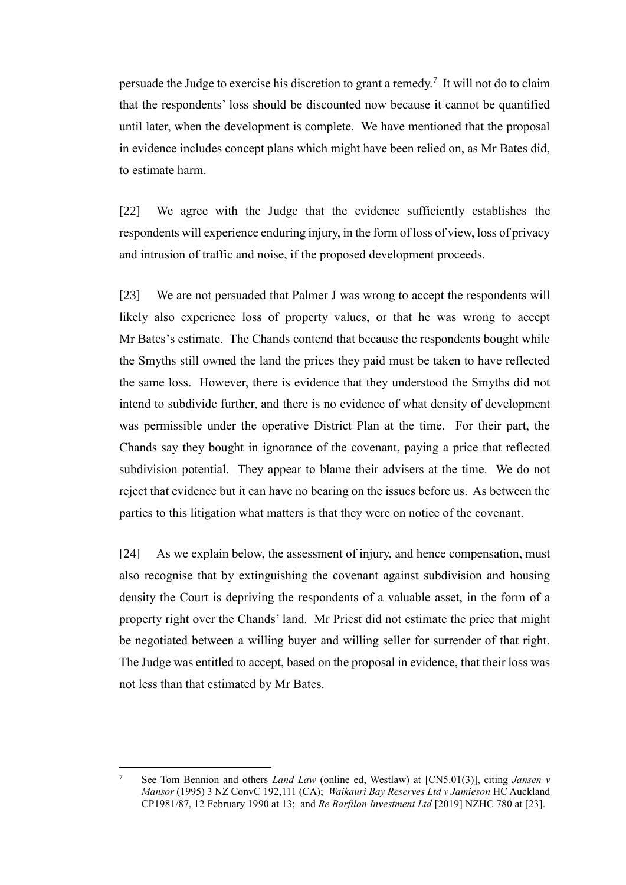persuade the Judge to exercise his discretion to grant a remedy.[7] It will not do to claim that the respondents' loss should be discounted now because it cannot be quantified until later, when the development is complete. We have mentioned that the proposal in evidence includes concept plans which might have been relied on, as Mr Bates did, to estimate harm.

[22] We agree with the Judge that the evidence sufficiently establishes the respondents will experience enduring injury, in the form of loss of view, loss of privacy and intrusion of traffic and noise, if the proposed development proceeds.

[23] We are not persuaded that Palmer J was wrong to accept the respondents will likely also experience loss of property values, or that he was wrong to accept Mr Bates's estimate. The Chands contend that because the respondents bought while the Smyths still owned the land the prices they paid must be taken to have reflected the same loss. However, there is evidence that they understood the Smyths did not intend to subdivide further, and there is no evidence of what density of development was permissible under the operative District Plan at the time. For their part, the Chands say they bought in ignorance of the covenant, paying a price that reflected subdivision potential. They appear to blame their advisers at the time. We do not reject that evidence but it can have no bearing on the issues before us. As between the parties to this litigation what matters is that they were on notice of the covenant.

[24] As we explain below, the assessment of injury, and hence compensation, must also recognise that by extinguishing the covenant against subdivision and housing density the Court is depriving the respondents of a valuable asset, in the form of a property right over the Chands' land. Mr Priest did not estimate the price that might be negotiated between a willing buyer and willing seller for surrender of that right. The Judge was entitled to accept, based on the proposal in evidence, that their loss was not less than that estimated by Mr Bates.

---

[7] See Tom Bennion and others *Land Law* (online ed, Westlaw) at [CN5.01(3)], citing *Jansen v Mansor* (1995) 3 NZ ConvC 192,111 (CA); *Waikauri Bay Reserves Ltd v Jamieson* HC Auckland CP1981/87, 12 February 1990 at 13; and *Re Barfilon Investment Ltd* [2019] NZHC 780 at [23].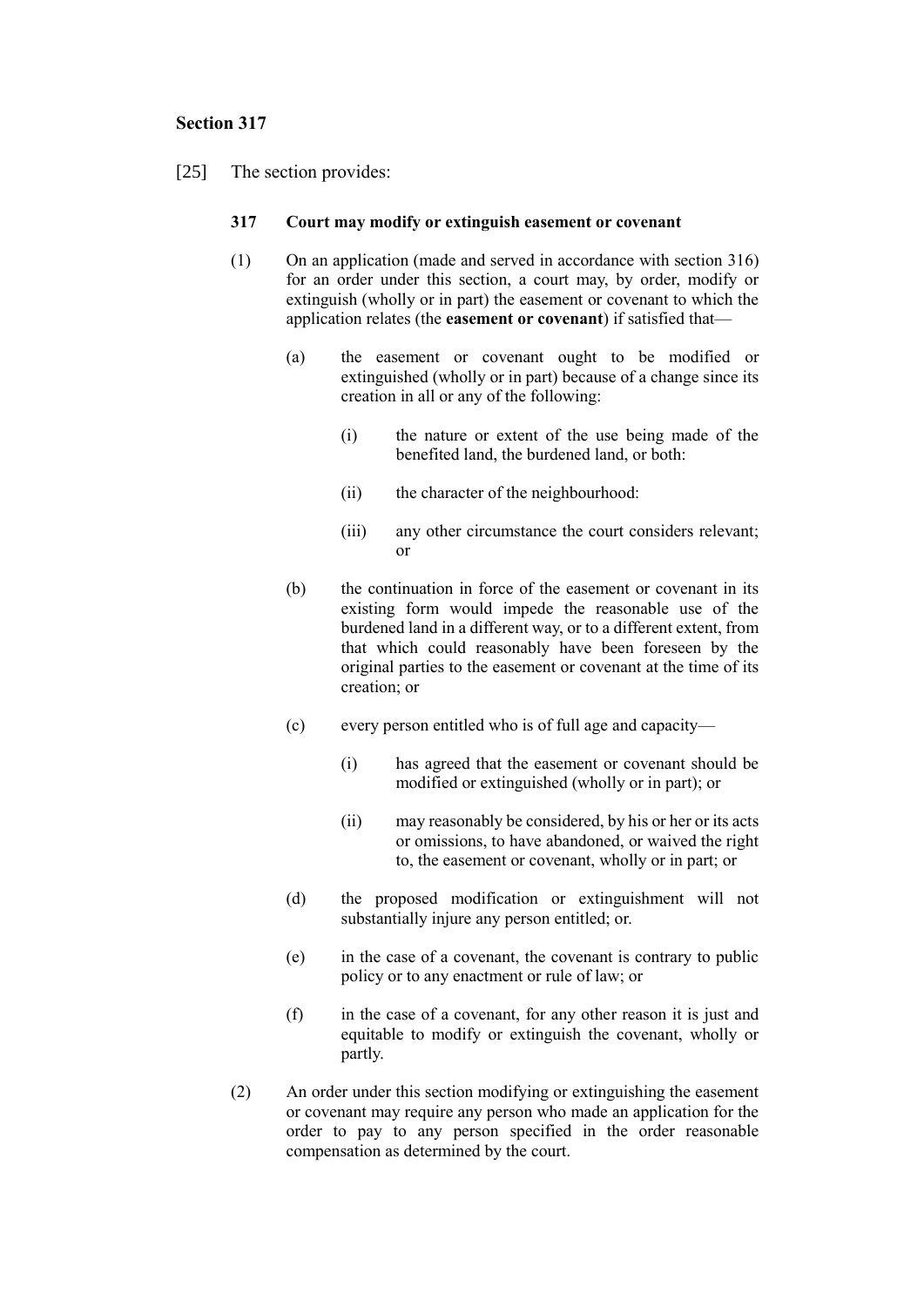**Section 317**

[25] The section provides:

**317 Court may modify or extinguish easement or covenant**

(1) On an application (made and served in accordance with section 316) for an order under this section, a court may, by order, modify or extinguish (wholly or in part) the easement or covenant to which the application relates (the **easement or covenant**) if satisfied that—

(a) the easement or covenant ought to be modified or extinguished (wholly or in part) because of a change since its creation in all or any of the following:

(i) the nature or extent of the use being made of the benefited land, the burdened land, or both:

(ii) the character of the neighbourhood:

(iii) any other circumstance the court considers relevant; or

(b) the continuation in force of the easement or covenant in its existing form would impede the reasonable use of the burdened land in a different way, or to a different extent, from that which could reasonably have been foreseen by the original parties to the easement or covenant at the time of its creation; or

(c) every person entitled who is of full age and capacity—

(i) has agreed that the easement or covenant should be modified or extinguished (wholly or in part); or

(ii) may reasonably be considered, by his or her or its acts or omissions, to have abandoned, or waived the right to, the easement or covenant, wholly or in part; or

(d) the proposed modification or extinguishment will not substantially injure any person entitled; or.

(e) in the case of a covenant, the covenant is contrary to public policy or to any enactment or rule of law; or

(f) in the case of a covenant, for any other reason it is just and equitable to modify or extinguish the covenant, wholly or partly.

(2) An order under this section modifying or extinguishing the easement or covenant may require any person who made an application for the order to pay to any person specified in the order reasonable compensation as determined by the court.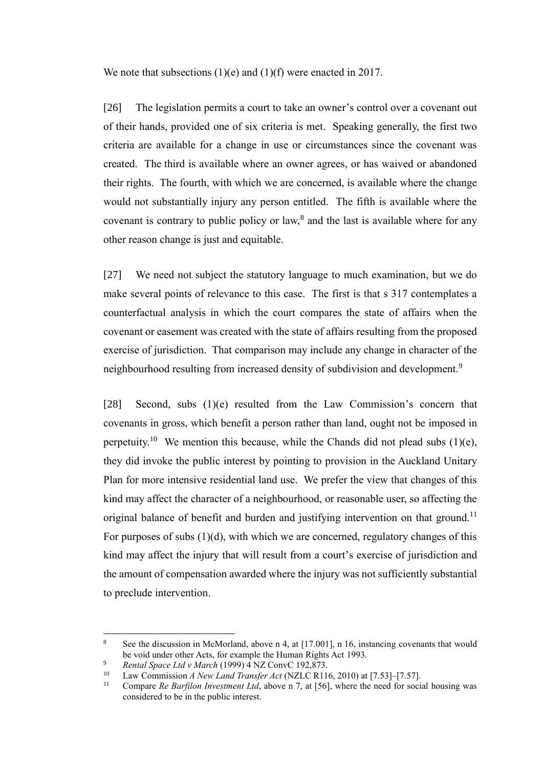We note that subsections (1)(e) and (1)(f) were enacted in 2017.

[26] The legislation permits a court to take an owner's control over a covenant out of their hands, provided one of six criteria is met. Speaking generally, the first two criteria are available for a change in use or circumstances since the covenant was created. The third is available where an owner agrees, or has waived or abandoned their rights. The fourth, with which we are concerned, is available where the change would not substantially injury any person entitled. The fifth is available where the covenant is contrary to public policy or law,[8] and the last is available where for any other reason change is just and equitable.

[27] We need not subject the statutory language to much examination, but we do make several points of relevance to this case. The first is that s 317 contemplates a counterfactual analysis in which the court compares the state of affairs when the covenant or easement was created with the state of affairs resulting from the proposed exercise of jurisdiction. That comparison may include any change in character of the neighbourhood resulting from increased density of subdivision and development.[9]

[28] Second, subs (1)(e) resulted from the Law Commission's concern that covenants in gross, which benefit a person rather than land, ought not be imposed in perpetuity.[10] We mention this because, while the Chands did not plead subs (1)(e), they did invoke the public interest by pointing to provision in the Auckland Unitary Plan for more intensive residential land use. We prefer the view that changes of this kind may affect the character of a neighbourhood, or reasonable user, so affecting the original balance of benefit and burden and justifying intervention on that ground.[11] For purposes of subs (1)(d), with which we are concerned, regulatory changes of this kind may affect the injury that will result from a court's exercise of jurisdiction and the amount of compensation awarded where the injury was not sufficiently substantial to preclude intervention.

---

[8] See the discussion in McMorland, above n 4, at [17.001], n 16, instancing covenants that would be void under other Acts, for example the Human Rights Act 1993.

[9] *Rental Space Ltd v March* (1999) 4 NZ ConvC 192,873.

[10] Law Commission *A New Land Transfer Act* (NZLC R116, 2010) at [7.53]–[7.57].

[11] Compare *Re Barfilon Investment Ltd*, above n 7, at [56], where the need for social housing was considered to be in the public interest.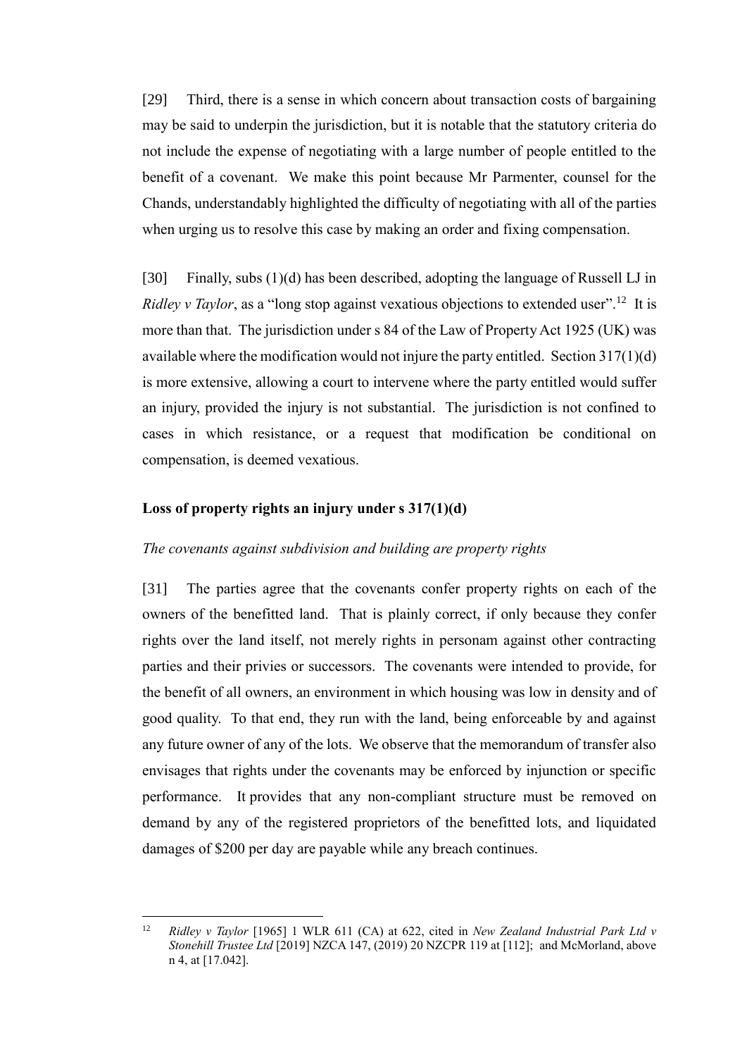[29] Third, there is a sense in which concern about transaction costs of bargaining may be said to underpin the jurisdiction, but it is notable that the statutory criteria do not include the expense of negotiating with a large number of people entitled to the benefit of a covenant. We make this point because Mr Parmenter, counsel for the Chands, understandably highlighted the difficulty of negotiating with all of the parties when urging us to resolve this case by making an order and fixing compensation.

[30] Finally, subs (1)(d) has been described, adopting the language of Russell LJ in *Ridley v Taylor*, as a "long stop against vexatious objections to extended user".[12] It is more than that. The jurisdiction under s 84 of the Law of Property Act 1925 (UK) was available where the modification would not injure the party entitled. Section 317(1)(d) is more extensive, allowing a court to intervene where the party entitled would suffer an injury, provided the injury is not substantial. The jurisdiction is not confined to cases in which resistance, or a request that modification be conditional on compensation, is deemed vexatious.

## Loss of property rights an injury under s 317(1)(d)

### *The covenants against subdivision and building are property rights*

[31] The parties agree that the covenants confer property rights on each of the owners of the benefitted land. That is plainly correct, if only because they confer rights over the land itself, not merely rights in personam against other contracting parties and their privies or successors. The covenants were intended to provide, for the benefit of all owners, an environment in which housing was low in density and of good quality. To that end, they run with the land, being enforceable by and against any future owner of any of the lots. We observe that the memorandum of transfer also envisages that rights under the covenants may be enforced by injunction or specific performance. It provides that any non-compliant structure must be removed on demand by any of the registered proprietors of the benefitted lots, and liquidated damages of $200 per day are payable while any breach continues.

---

[12] *Ridley v Taylor* [1965] 1 WLR 611 (CA) at 622, cited in *New Zealand Industrial Park Ltd v Stonehill Trustee Ltd* [2019] NZCA 147, (2019) 20 NZCPR 119 at [112]; and McMorland, above n 4, at [17.042].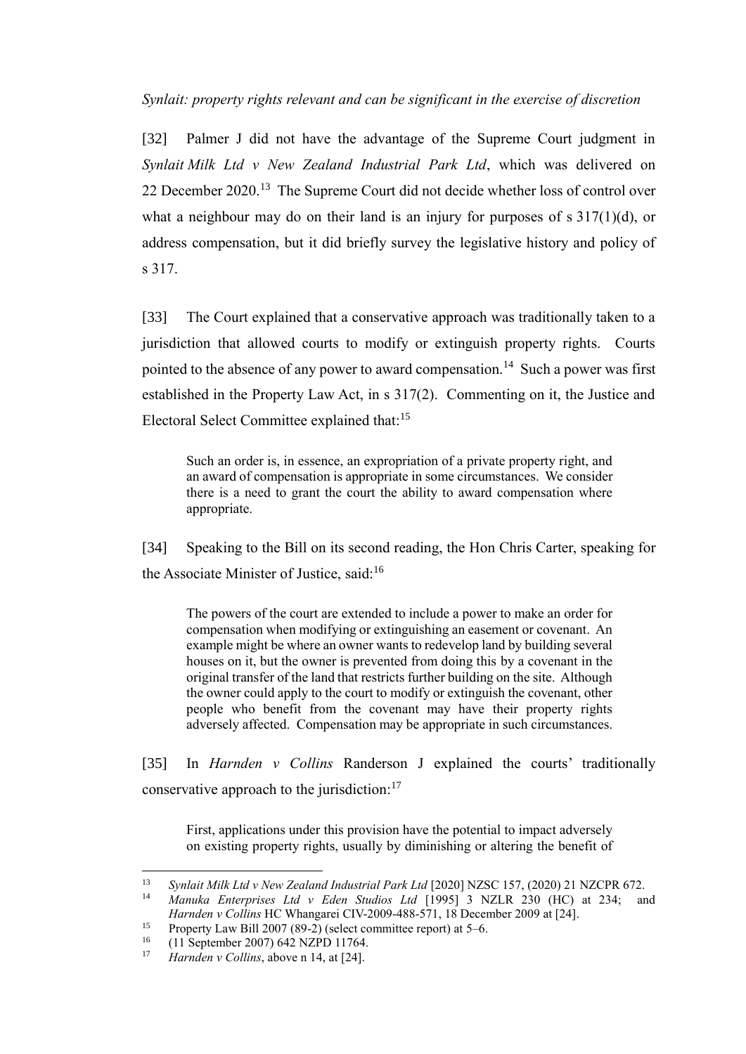*Synlait: property rights relevant and can be significant in the exercise of discretion*

[32] Palmer J did not have the advantage of the Supreme Court judgment in *Synlait Milk Ltd v New Zealand Industrial Park Ltd*, which was delivered on 22 December 2020.[13] The Supreme Court did not decide whether loss of control over what a neighbour may do on their land is an injury for purposes of s 317(1)(d), or address compensation, but it did briefly survey the legislative history and policy of s 317.

[33] The Court explained that a conservative approach was traditionally taken to a jurisdiction that allowed courts to modify or extinguish property rights. Courts pointed to the absence of any power to award compensation.[14] Such a power was first established in the Property Law Act, in s 317(2). Commenting on it, the Justice and Electoral Select Committee explained that:[15]

> Such an order is, in essence, an expropriation of a private property right, and an award of compensation is appropriate in some circumstances. We consider there is a need to grant the court the ability to award compensation where appropriate.

[34] Speaking to the Bill on its second reading, the Hon Chris Carter, speaking for the Associate Minister of Justice, said:[16]

> The powers of the court are extended to include a power to make an order for compensation when modifying or extinguishing an easement or covenant. An example might be where an owner wants to redevelop land by building several houses on it, but the owner is prevented from doing this by a covenant in the original transfer of the land that restricts further building on the site. Although the owner could apply to the court to modify or extinguish the covenant, other people who benefit from the covenant may have their property rights adversely affected. Compensation may be appropriate in such circumstances.

[35] In *Harnden v Collins* Randerson J explained the courts' traditionally conservative approach to the jurisdiction:[17]

> First, applications under this provision have the potential to impact adversely on existing property rights, usually by diminishing or altering the benefit of

---

[13] *Synlait Milk Ltd v New Zealand Industrial Park Ltd* [2020] NZSC 157, (2020) 21 NZCPR 672.

[14] *Manuka Enterprises Ltd v Eden Studios Ltd* [1995] 3 NZLR 230 (HC) at 234; and *Harnden v Collins* HC Whangarei CIV-2009-488-571, 18 December 2009 at [24].

[15] Property Law Bill 2007 (89-2) (select committee report) at 5–6.

[16] (11 September 2007) 642 NZPD 11764.

[17] *Harnden v Collins*, above n 14, at [24].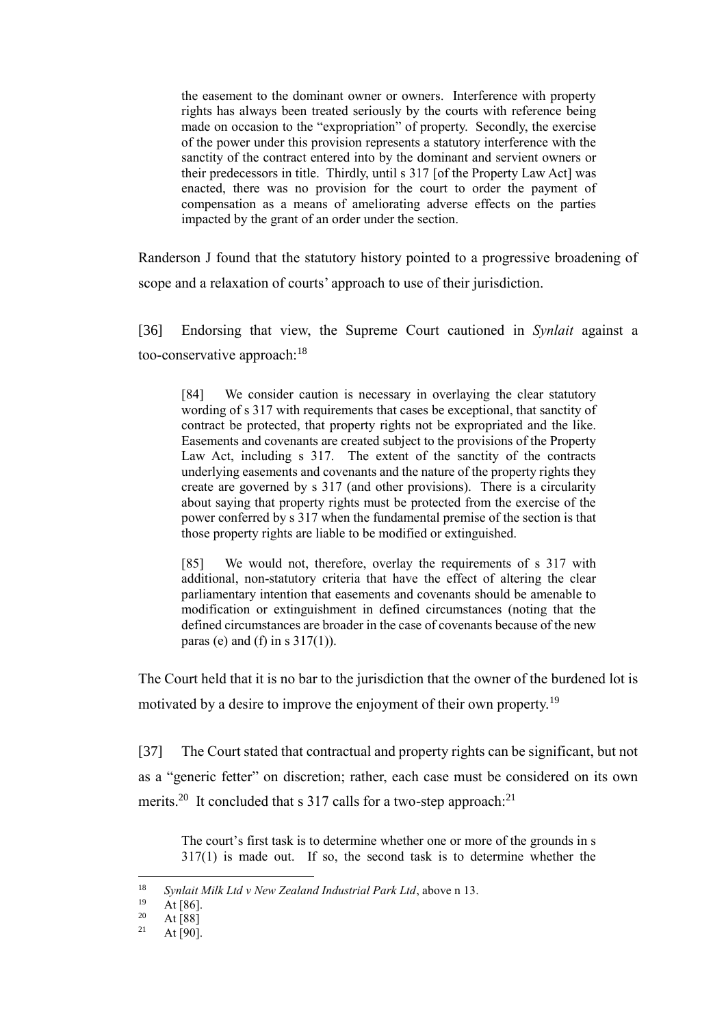> the easement to the dominant owner or owners. Interference with property rights has always been treated seriously by the courts with reference being made on occasion to the "expropriation" of property. Secondly, the exercise of the power under this provision represents a statutory interference with the sanctity of the contract entered into by the dominant and servient owners or their predecessors in title. Thirdly, until s 317 [of the Property Law Act] was enacted, there was no provision for the court to order the payment of compensation as a means of ameliorating adverse effects on the parties impacted by the grant of an order under the section.

Randerson J found that the statutory history pointed to a progressive broadening of scope and a relaxation of courts' approach to use of their jurisdiction.

[36] Endorsing that view, the Supreme Court cautioned in *Synlait* against a too-conservative approach:[18]

> [84] We consider caution is necessary in overlaying the clear statutory wording of s 317 with requirements that cases be exceptional, that sanctity of contract be protected, that property rights not be expropriated and the like. Easements and covenants are created subject to the provisions of the Property Law Act, including s 317. The extent of the sanctity of the contracts underlying easements and covenants and the nature of the property rights they create are governed by s 317 (and other provisions). There is a circularity about saying that property rights must be protected from the exercise of the power conferred by s 317 when the fundamental premise of the section is that those property rights are liable to be modified or extinguished.
>
> [85] We would not, therefore, overlay the requirements of s 317 with additional, non-statutory criteria that have the effect of altering the clear parliamentary intention that easements and covenants should be amenable to modification or extinguishment in defined circumstances (noting that the defined circumstances are broader in the case of covenants because of the new paras (e) and (f) in s 317(1)).

The Court held that it is no bar to the jurisdiction that the owner of the burdened lot is motivated by a desire to improve the enjoyment of their own property.[19]

[37] The Court stated that contractual and property rights can be significant, but not as a "generic fetter" on discretion; rather, each case must be considered on its own merits.[20] It concluded that s 317 calls for a two-step approach:[21]

> The court's first task is to determine whether one or more of the grounds in s 317(1) is made out. If so, the second task is to determine whether the

---

[18] *Synlait Milk Ltd v New Zealand Industrial Park Ltd*, above n 13.

[19] At [86].

[20] At [88]

[21] At [90].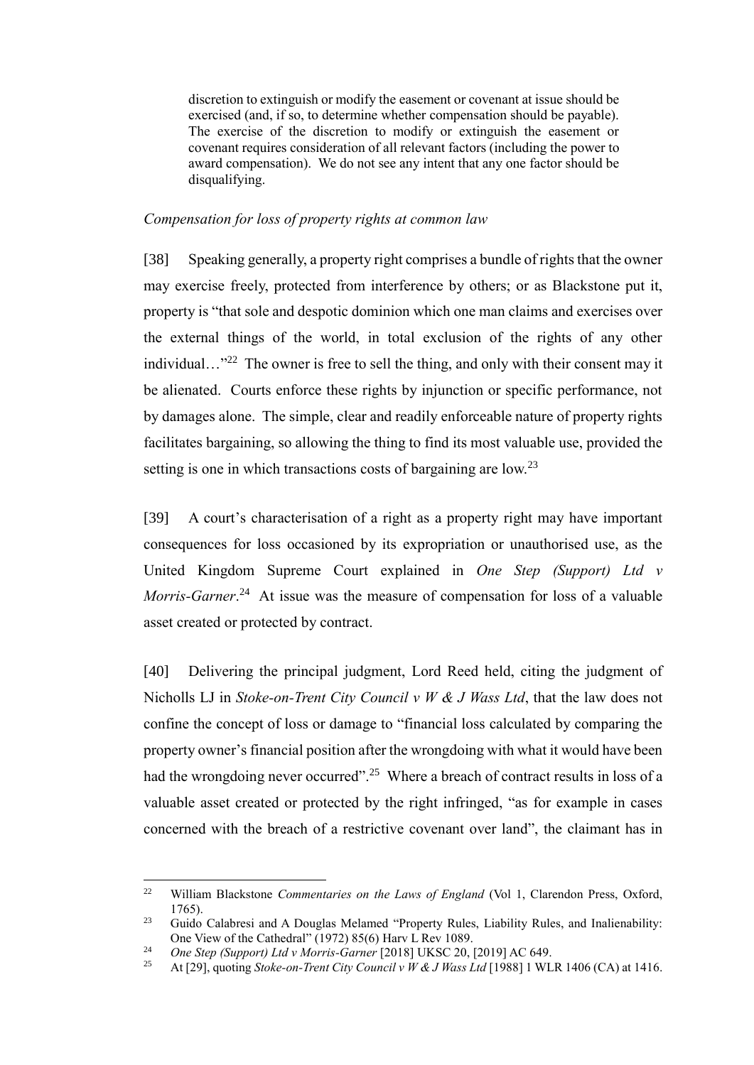> discretion to extinguish or modify the easement or covenant at issue should be exercised (and, if so, to determine whether compensation should be payable). The exercise of the discretion to modify or extinguish the easement or covenant requires consideration of all relevant factors (including the power to award compensation). We do not see any intent that any one factor should be disqualifying.

*Compensation for loss of property rights at common law*

[38] Speaking generally, a property right comprises a bundle of rights that the owner may exercise freely, protected from interference by others; or as Blackstone put it, property is "that sole and despotic dominion which one man claims and exercises over the external things of the world, in total exclusion of the rights of any other individual…"[22] The owner is free to sell the thing, and only with their consent may it be alienated. Courts enforce these rights by injunction or specific performance, not by damages alone. The simple, clear and readily enforceable nature of property rights facilitates bargaining, so allowing the thing to find its most valuable use, provided the setting is one in which transactions costs of bargaining are low.[23]

[39] A court's characterisation of a right as a property right may have important consequences for loss occasioned by its expropriation or unauthorised use, as the United Kingdom Supreme Court explained in *One Step (Support) Ltd v Morris-Garner*.[24] At issue was the measure of compensation for loss of a valuable asset created or protected by contract.

[40] Delivering the principal judgment, Lord Reed held, citing the judgment of Nicholls LJ in *Stoke-on-Trent City Council v W & J Wass Ltd*, that the law does not confine the concept of loss or damage to "financial loss calculated by comparing the property owner's financial position after the wrongdoing with what it would have been had the wrongdoing never occurred".[25] Where a breach of contract results in loss of a valuable asset created or protected by the right infringed, "as for example in cases concerned with the breach of a restrictive covenant over land", the claimant has in

---

[22] William Blackstone *Commentaries on the Laws of England* (Vol 1, Clarendon Press, Oxford, 1765).

[23] Guido Calabresi and A Douglas Melamed "Property Rules, Liability Rules, and Inalienability: One View of the Cathedral" (1972) 85(6) Harv L Rev 1089.

[24] *One Step (Support) Ltd v Morris-Garner* [2018] UKSC 20, [2019] AC 649.

[25] At [29], quoting *Stoke-on-Trent City Council v W & J Wass Ltd* [1988] 1 WLR 1406 (CA) at 1416.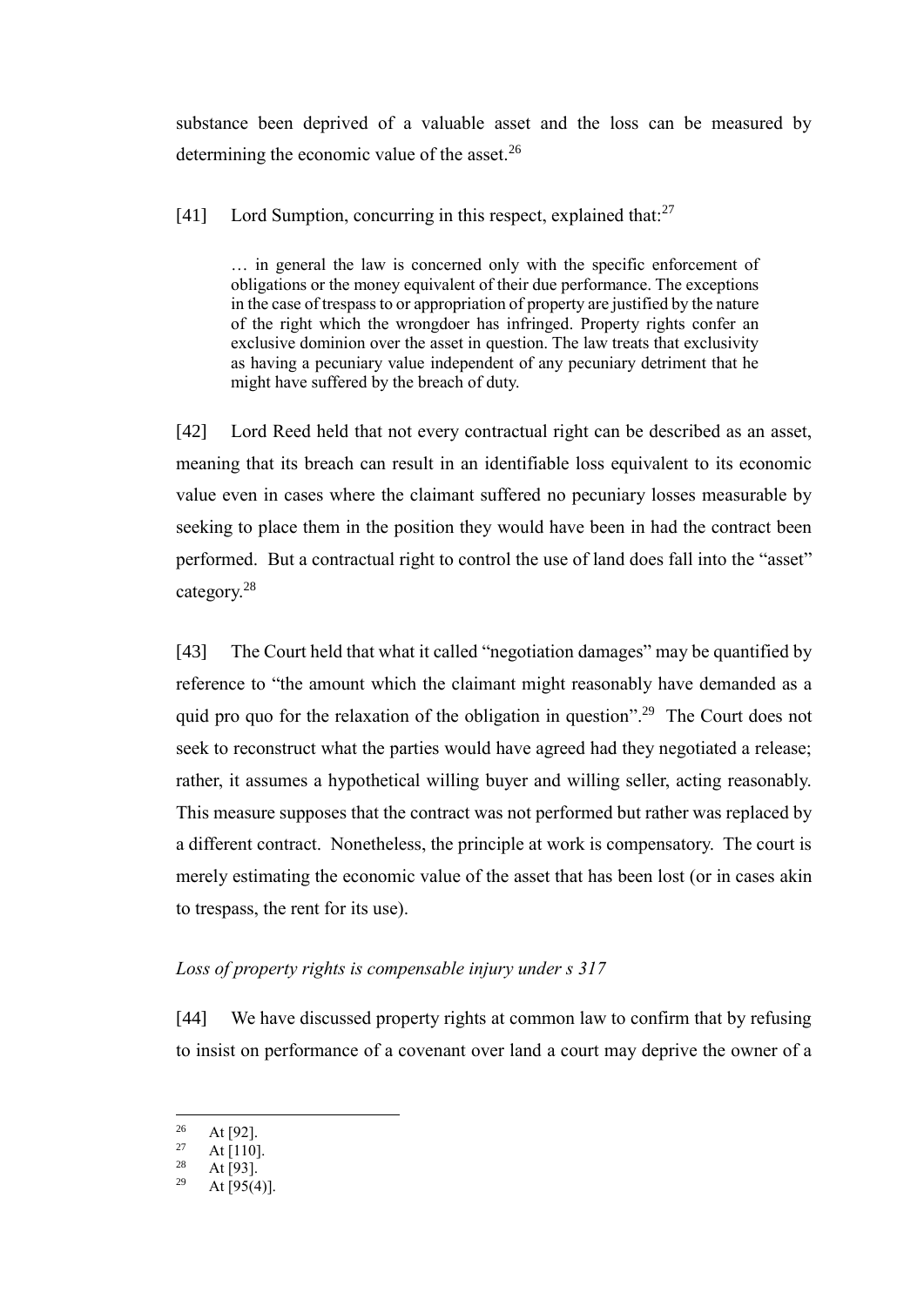substance been deprived of a valuable asset and the loss can be measured by determining the economic value of the asset.[26]

[41] Lord Sumption, concurring in this respect, explained that:[27]

> … in general the law is concerned only with the specific enforcement of obligations or the money equivalent of their due performance. The exceptions in the case of trespass to or appropriation of property are justified by the nature of the right which the wrongdoer has infringed. Property rights confer an exclusive dominion over the asset in question. The law treats that exclusivity as having a pecuniary value independent of any pecuniary detriment that he might have suffered by the breach of duty.

[42] Lord Reed held that not every contractual right can be described as an asset, meaning that its breach can result in an identifiable loss equivalent to its economic value even in cases where the claimant suffered no pecuniary losses measurable by seeking to place them in the position they would have been in had the contract been performed. But a contractual right to control the use of land does fall into the "asset" category.[28]

[43] The Court held that what it called "negotiation damages" may be quantified by reference to "the amount which the claimant might reasonably have demanded as a quid pro quo for the relaxation of the obligation in question".[29] The Court does not seek to reconstruct what the parties would have agreed had they negotiated a release; rather, it assumes a hypothetical willing buyer and willing seller, acting reasonably. This measure supposes that the contract was not performed but rather was replaced by a different contract. Nonetheless, the principle at work is compensatory. The court is merely estimating the economic value of the asset that has been lost (or in cases akin to trespass, the rent for its use).

*Loss of property rights is compensable injury under s 317*

[44] We have discussed property rights at common law to confirm that by refusing to insist on performance of a covenant over land a court may deprive the owner of a

---

[26] At [92].
[27] At [110].
[28] At [93].
[29] At [95(4)].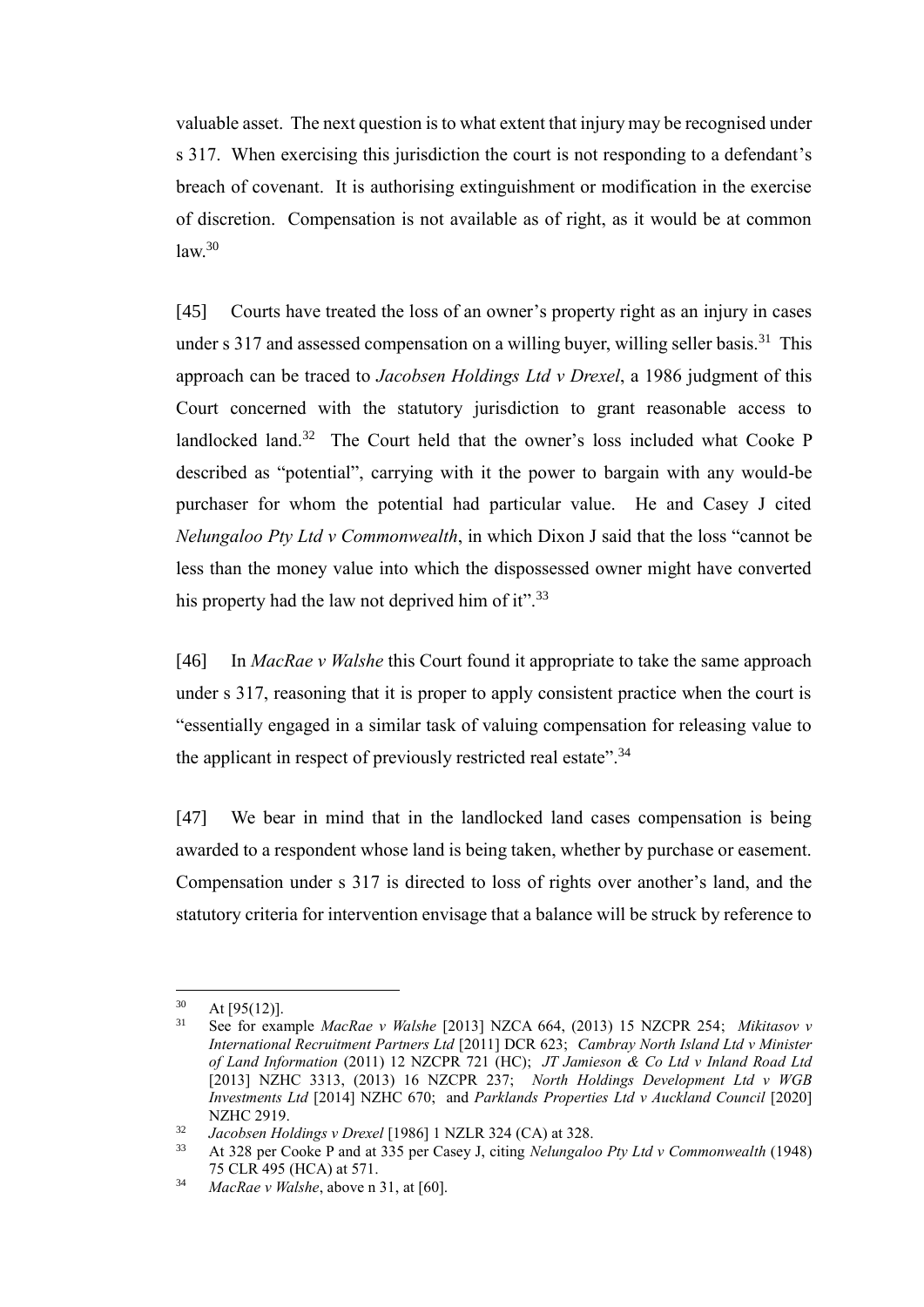valuable asset. The next question is to what extent that injury may be recognised under s 317. When exercising this jurisdiction the court is not responding to a defendant's breach of covenant. It is authorising extinguishment or modification in the exercise of discretion. Compensation is not available as of right, as it would be at common law.[30]

[45] Courts have treated the loss of an owner's property right as an injury in cases under s 317 and assessed compensation on a willing buyer, willing seller basis.[31] This approach can be traced to *Jacobsen Holdings Ltd v Drexel*, a 1986 judgment of this Court concerned with the statutory jurisdiction to grant reasonable access to landlocked land.[32] The Court held that the owner's loss included what Cooke P described as "potential", carrying with it the power to bargain with any would-be purchaser for whom the potential had particular value. He and Casey J cited *Nelungaloo Pty Ltd v Commonwealth*, in which Dixon J said that the loss "cannot be less than the money value into which the dispossessed owner might have converted his property had the law not deprived him of it".[33]

[46] In *MacRae v Walshe* this Court found it appropriate to take the same approach under s 317, reasoning that it is proper to apply consistent practice when the court is "essentially engaged in a similar task of valuing compensation for releasing value to the applicant in respect of previously restricted real estate".[34]

[47] We bear in mind that in the landlocked land cases compensation is being awarded to a respondent whose land is being taken, whether by purchase or easement. Compensation under s 317 is directed to loss of rights over another's land, and the statutory criteria for intervention envisage that a balance will be struck by reference to

---

[30] At [95(12)].

[31] See for example *MacRae v Walshe* [2013] NZCA 664, (2013) 15 NZCPR 254; *Mikitasov v International Recruitment Partners Ltd* [2011] DCR 623; *Cambray North Island Ltd v Minister of Land Information* (2011) 12 NZCPR 721 (HC); *JT Jamieson & Co Ltd v Inland Road Ltd* [2013] NZHC 3313, (2013) 16 NZCPR 237; *North Holdings Development Ltd v WGB Investments Ltd* [2014] NZHC 670; and *Parklands Properties Ltd v Auckland Council* [2020] NZHC 2919.

[32] *Jacobsen Holdings v Drexel* [1986] 1 NZLR 324 (CA) at 328.

[33] At 328 per Cooke P and at 335 per Casey J, citing *Nelungaloo Pty Ltd v Commonwealth* (1948) 75 CLR 495 (HCA) at 571.

[34] *MacRae v Walshe*, above n 31, at [60].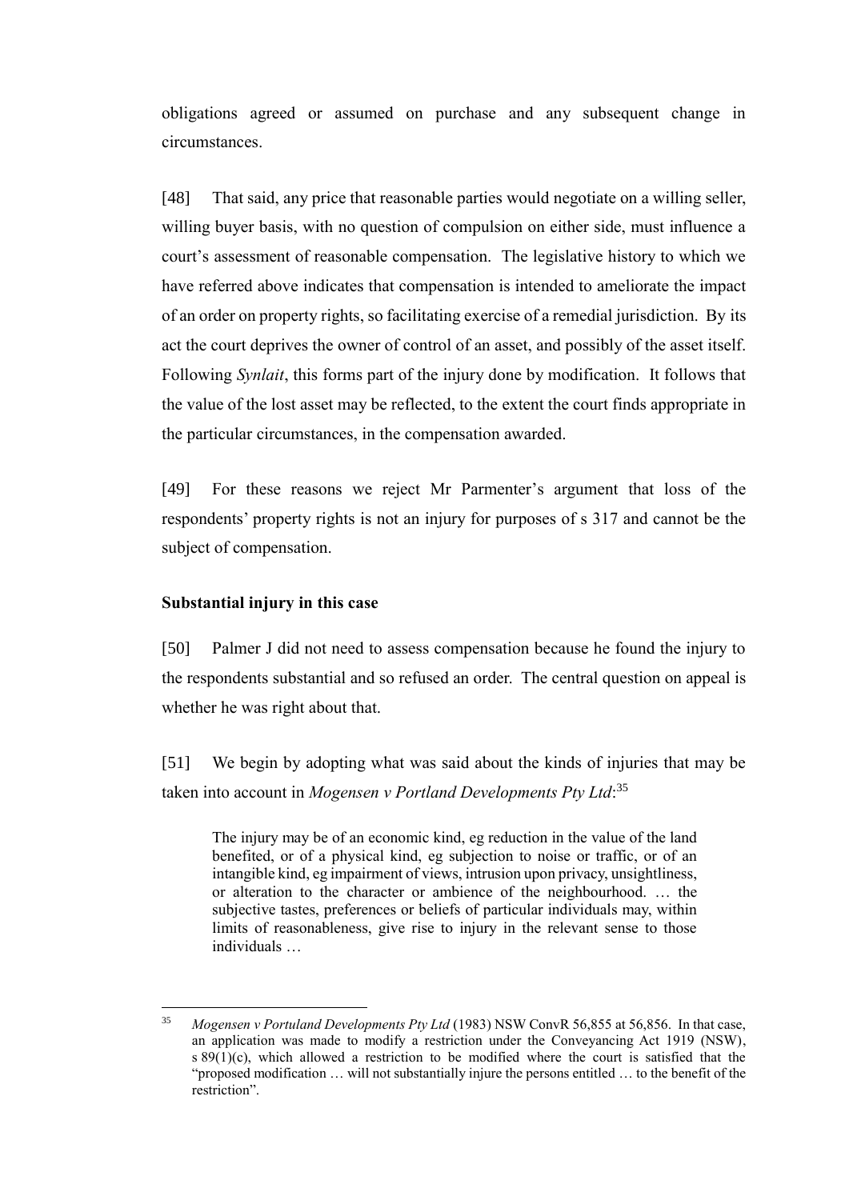obligations agreed or assumed on purchase and any subsequent change in circumstances.

[48] That said, any price that reasonable parties would negotiate on a willing seller, willing buyer basis, with no question of compulsion on either side, must influence a court's assessment of reasonable compensation. The legislative history to which we have referred above indicates that compensation is intended to ameliorate the impact of an order on property rights, so facilitating exercise of a remedial jurisdiction. By its act the court deprives the owner of control of an asset, and possibly of the asset itself. Following *Synlait*, this forms part of the injury done by modification. It follows that the value of the lost asset may be reflected, to the extent the court finds appropriate in the particular circumstances, in the compensation awarded.

[49] For these reasons we reject Mr Parmenter's argument that loss of the respondents' property rights is not an injury for purposes of s 317 and cannot be the subject of compensation.

**Substantial injury in this case**

[50] Palmer J did not need to assess compensation because he found the injury to the respondents substantial and so refused an order. The central question on appeal is whether he was right about that.

[51] We begin by adopting what was said about the kinds of injuries that may be taken into account in *Mogensen v Portland Developments Pty Ltd*:[35]

> The injury may be of an economic kind, eg reduction in the value of the land benefited, or of a physical kind, eg subjection to noise or traffic, or of an intangible kind, eg impairment of views, intrusion upon privacy, unsightliness, or alteration to the character or ambience of the neighbourhood. … the subjective tastes, preferences or beliefs of particular individuals may, within limits of reasonableness, give rise to injury in the relevant sense to those individuals …

---

[35] *Mogensen v Portuland Developments Pty Ltd* (1983) NSW ConvR 56,855 at 56,856. In that case, an application was made to modify a restriction under the Conveyancing Act 1919 (NSW), s 89(1)(c), which allowed a restriction to be modified where the court is satisfied that the "proposed modification … will not substantially injure the persons entitled … to the benefit of the restriction".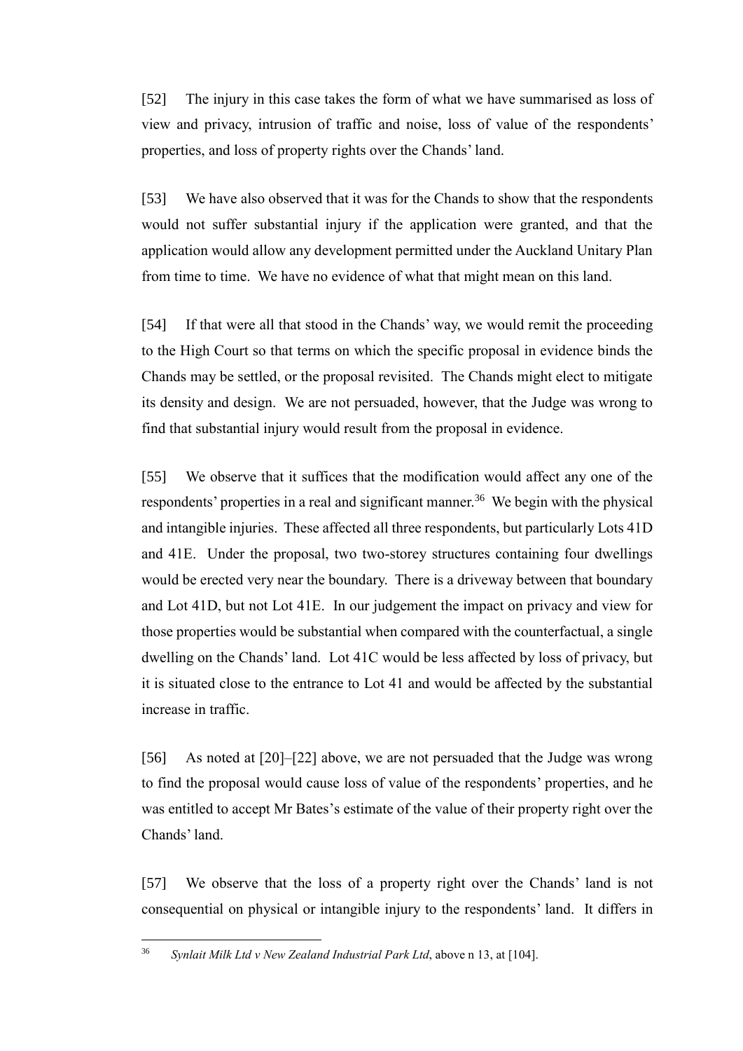[52] The injury in this case takes the form of what we have summarised as loss of view and privacy, intrusion of traffic and noise, loss of value of the respondents' properties, and loss of property rights over the Chands' land.

[53] We have also observed that it was for the Chands to show that the respondents would not suffer substantial injury if the application were granted, and that the application would allow any development permitted under the Auckland Unitary Plan from time to time. We have no evidence of what that might mean on this land.

[54] If that were all that stood in the Chands' way, we would remit the proceeding to the High Court so that terms on which the specific proposal in evidence binds the Chands may be settled, or the proposal revisited. The Chands might elect to mitigate its density and design. We are not persuaded, however, that the Judge was wrong to find that substantial injury would result from the proposal in evidence.

[55] We observe that it suffices that the modification would affect any one of the respondents' properties in a real and significant manner.[36] We begin with the physical and intangible injuries. These affected all three respondents, but particularly Lots 41D and 41E. Under the proposal, two two-storey structures containing four dwellings would be erected very near the boundary. There is a driveway between that boundary and Lot 41D, but not Lot 41E. In our judgement the impact on privacy and view for those properties would be substantial when compared with the counterfactual, a single dwelling on the Chands' land. Lot 41C would be less affected by loss of privacy, but it is situated close to the entrance to Lot 41 and would be affected by the substantial increase in traffic.

[56] As noted at [20]–[22] above, we are not persuaded that the Judge was wrong to find the proposal would cause loss of value of the respondents' properties, and he was entitled to accept Mr Bates's estimate of the value of their property right over the Chands' land.

[57] We observe that the loss of a property right over the Chands' land is not consequential on physical or intangible injury to the respondents' land. It differs in

---

[36] *Synlait Milk Ltd v New Zealand Industrial Park Ltd*, above n 13, at [104].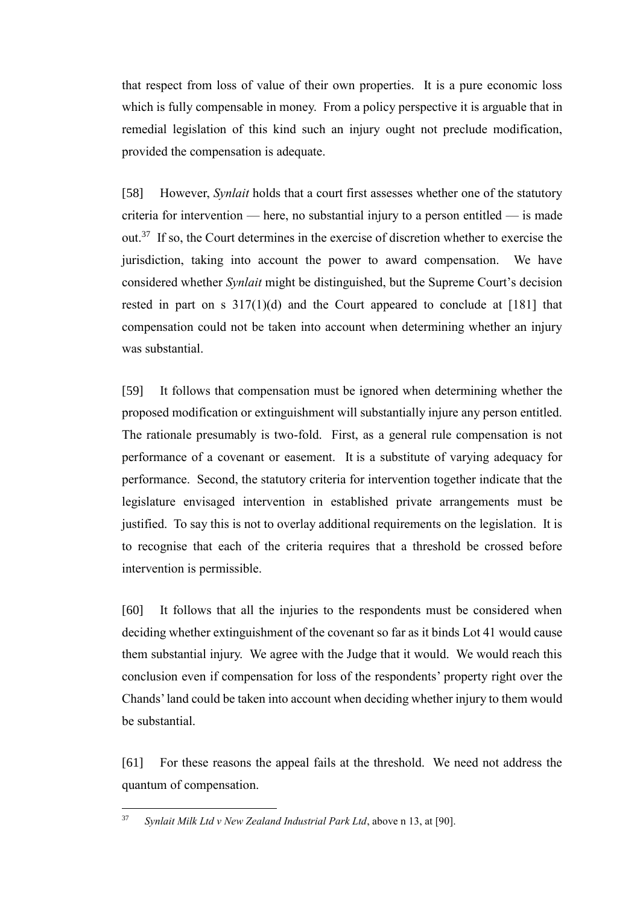that respect from loss of value of their own properties. It is a pure economic loss which is fully compensable in money. From a policy perspective it is arguable that in remedial legislation of this kind such an injury ought not preclude modification, provided the compensation is adequate.

[58] However, *Synlait* holds that a court first assesses whether one of the statutory criteria for intervention — here, no substantial injury to a person entitled — is made out.[37] If so, the Court determines in the exercise of discretion whether to exercise the jurisdiction, taking into account the power to award compensation. We have considered whether *Synlait* might be distinguished, but the Supreme Court's decision rested in part on s 317(1)(d) and the Court appeared to conclude at [181] that compensation could not be taken into account when determining whether an injury was substantial.

[59] It follows that compensation must be ignored when determining whether the proposed modification or extinguishment will substantially injure any person entitled. The rationale presumably is two-fold. First, as a general rule compensation is not performance of a covenant or easement. It is a substitute of varying adequacy for performance. Second, the statutory criteria for intervention together indicate that the legislature envisaged intervention in established private arrangements must be justified. To say this is not to overlay additional requirements on the legislation. It is to recognise that each of the criteria requires that a threshold be crossed before intervention is permissible.

[60] It follows that all the injuries to the respondents must be considered when deciding whether extinguishment of the covenant so far as it binds Lot 41 would cause them substantial injury. We agree with the Judge that it would. We would reach this conclusion even if compensation for loss of the respondents' property right over the Chands' land could be taken into account when deciding whether injury to them would be substantial.

[61] For these reasons the appeal fails at the threshold. We need not address the quantum of compensation.

---

[37] *Synlait Milk Ltd v New Zealand Industrial Park Ltd*, above n 13, at [90].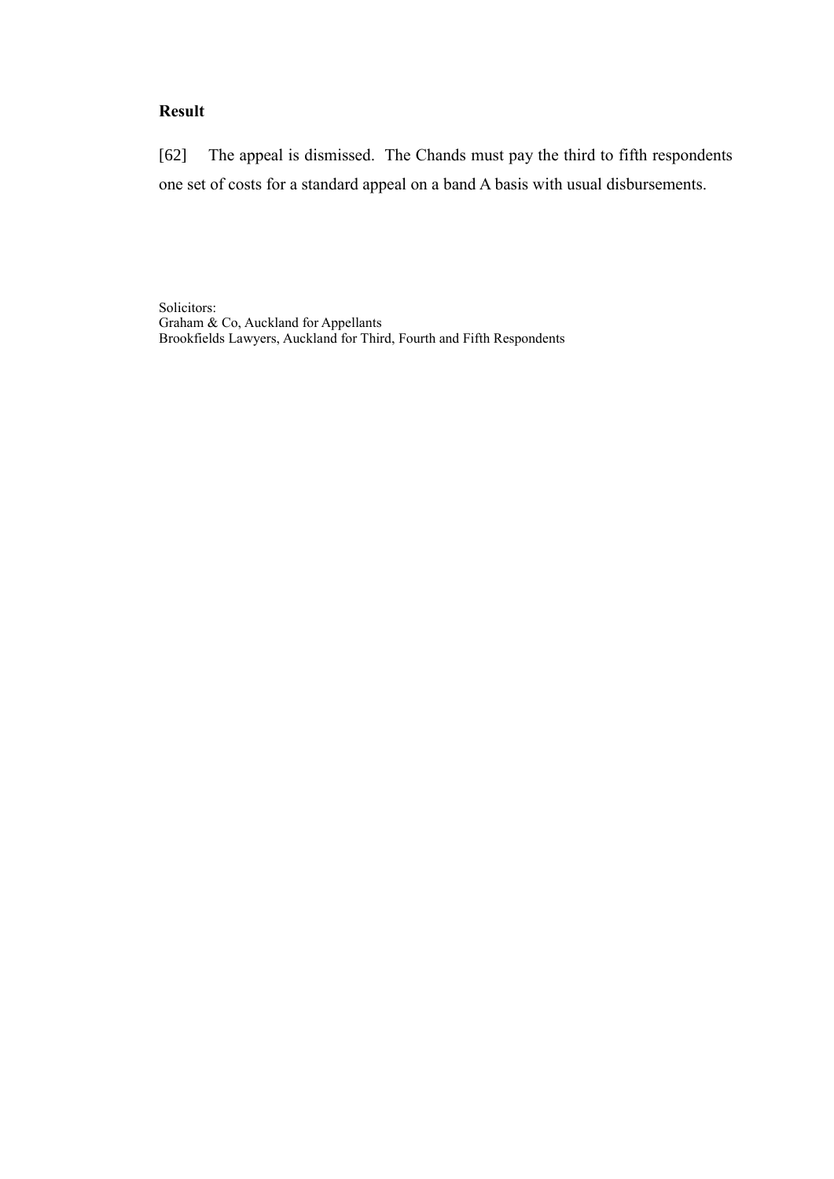## Result

[62] The appeal is dismissed. The Chands must pay the third to fifth respondents one set of costs for a standard appeal on a band A basis with usual disbursements.

Solicitors:
Graham & Co, Auckland for Appellants
Brookfields Lawyers, Auckland for Third, Fourth and Fifth Respondents